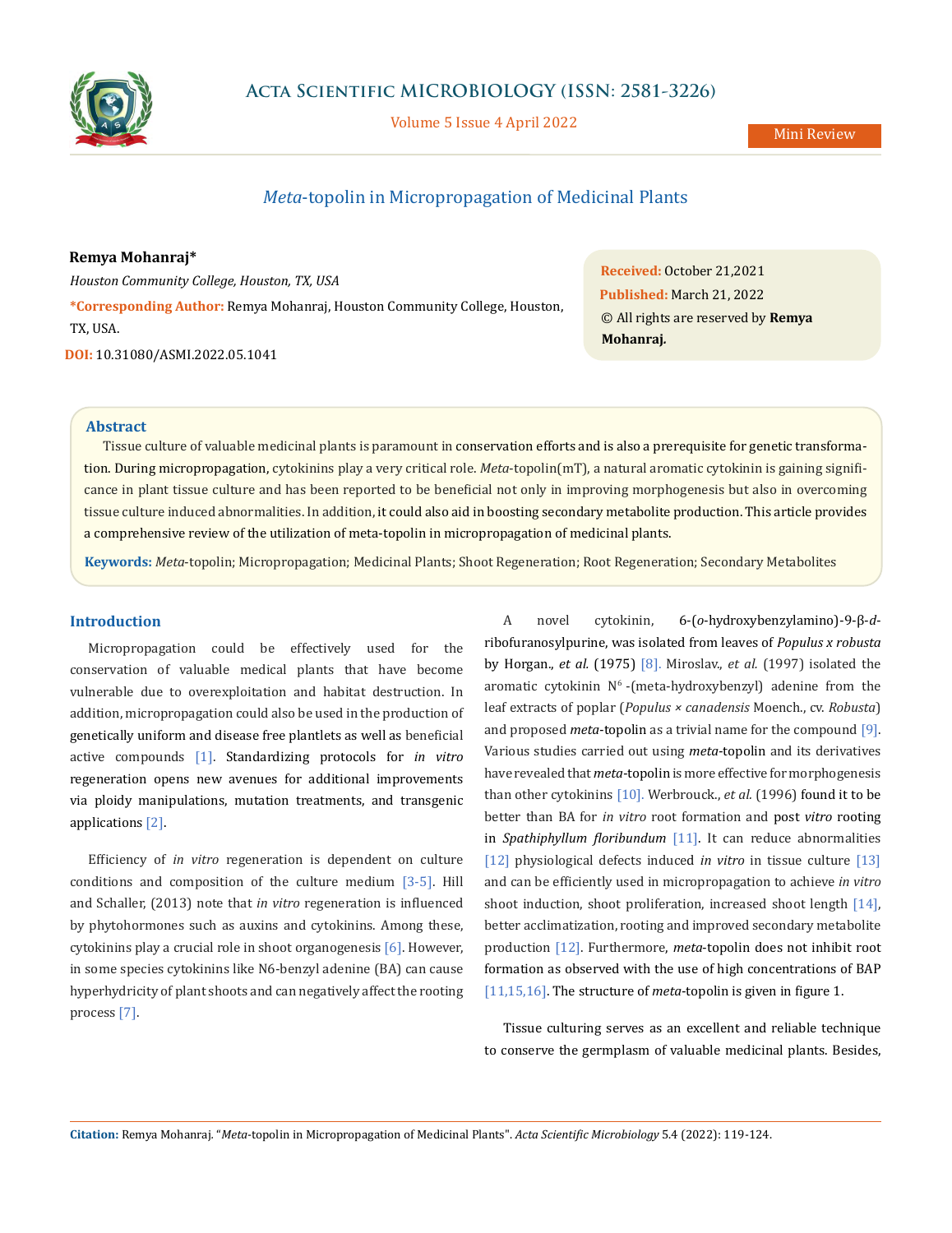# *Meta*-topolin in Micropropagation of Medicinal Plants

**Remya Mohanraj***

*Houston Community College, Houston, TX, USA*

***Corresponding Author:** Remya Mohanraj, Houston Community College, Houston, TX, USA.

**DOI:** 10.31080/ASMI.2022.05.1041

**Received:** October 21,2021
**Published:** March 21, 2022
© All rights are reserved by **Remya Mohanraj.**

## Abstract

Tissue culture of valuable medicinal plants is paramount in conservation efforts and is also a prerequisite for genetic transformation. During micropropagation, cytokinins play a very critical role. *Meta*-topolin(mT), a natural aromatic cytokinin is gaining significance in plant tissue culture and has been reported to be beneficial not only in improving morphogenesis but also in overcoming tissue culture induced abnormalities. In addition, it could also aid in boosting secondary metabolite production. This article provides a comprehensive review of the utilization of meta-topolin in micropropagation of medicinal plants.

**Keywords:** *Meta*-topolin; Micropropagation; Medicinal Plants; Shoot Regeneration; Root Regeneration; Secondary Metabolites

## Introduction

Micropropagation could be effectively used for the conservation of valuable medical plants that have become vulnerable due to overexploitation and habitat destruction. In addition, micropropagation could also be used in the production of genetically uniform and disease free plantlets as well as beneficial active compounds [1]. Standardizing protocols for *in vitro* regeneration opens new avenues for additional improvements via ploidy manipulations, mutation treatments, and transgenic applications [2].

Efficiency of *in vitro* regeneration is dependent on culture conditions and composition of the culture medium [3-5]. Hill and Schaller, (2013) note that *in vitro* regeneration is influenced by phytohormones such as auxins and cytokinins. Among these, cytokinins play a crucial role in shoot organogenesis [6]. However, in some species cytokinins like N6-benzyl adenine (BA) can cause hyperhydricity of plant shoots and can negatively affect the rooting process [7].

A novel cytokinin, 6-(*o*-hydroxybenzylamino)-9-β-*d*-ribofuranosylpurine, was isolated from leaves of *Populus x robusta* by Horgan., *et al.* (1975) [8]. Miroslav., *et al.* (1997) isolated the aromatic cytokinin $N^6$-(meta-hydroxybenzyl) adenine from the leaf extracts of poplar (*Populus × canadensis* Moench., cv. *Robusta*) and proposed ***meta***-topolin as a trivial name for the compound [9]. Various studies carried out using ***meta***-topolin and its derivatives have revealed that ***meta***-topolin is more effective for morphogenesis than other cytokinins [10]. Werbrouck., *et al.* (1996) found it to be better than BA for *in vitro* root formation and post *vitro* rooting in *Spathiphyllum floribundum* [11]. It can reduce abnormalities [12] physiological defects induced *in vitro* in tissue culture [13] and can be efficiently used in micropropagation to achieve *in vitro* shoot induction, shoot proliferation, increased shoot length [14], better acclimatization, rooting and improved secondary metabolite production [12]. Furthermore, ***meta***-topolin does not inhibit root formation as observed with the use of high concentrations of BAP [11,15,16]. The structure of ***meta***-topolin is given in figure 1.

Tissue culturing serves as an excellent and reliable technique to conserve the germplasm of valuable medicinal plants. Besides,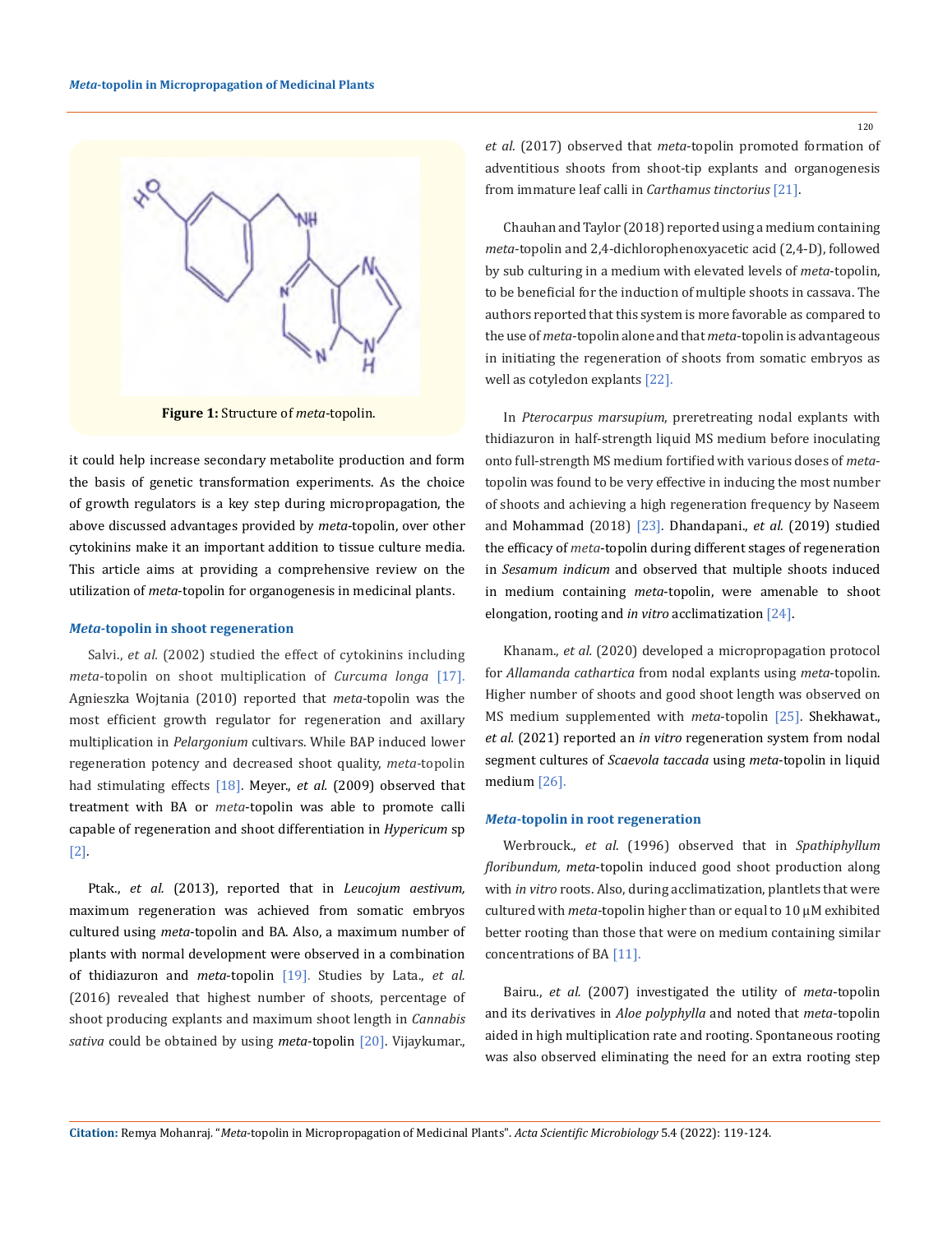Figure 1: Structure of *meta*-topolin.

it could help increase secondary metabolite production and form the basis of genetic transformation experiments. As the choice of growth regulators is a key step during micropropagation, the above discussed advantages provided by *meta*-topolin, over other cytokinins make it an important addition to tissue culture media. This article aims at providing a comprehensive review on the utilization of *meta*-topolin for organogenesis in medicinal plants.

## *Meta*-topolin in shoot regeneration

Salvi., *et al.* (2002) studied the effect of cytokinins including *meta*-topolin on shoot multiplication of *Curcuma longa* [17]. Agnieszka Wojtania (2010) reported that *meta*-topolin was the most efficient growth regulator for regeneration and axillary multiplication in *Pelargonium* cultivars. While BAP induced lower regeneration potency and decreased shoot quality, *meta*-topolin had stimulating effects [18]. Meyer., *et al.* (2009) observed that treatment with BA or *meta*-topolin was able to promote calli capable of regeneration and shoot differentiation in *Hypericum* sp [2].

Ptak., *et al.* (2013), reported that in *Leucojum aestivum,* maximum regeneration was achieved from somatic embryos cultured using *meta*-topolin and BA. Also, a maximum number of plants with normal development were observed in a combination of thidiazuron and *meta*-topolin [19]. Studies by Lata., *et al.* (2016) revealed that highest number of shoots, percentage of shoot producing explants and maximum shoot length in *Cannabis sativa* could be obtained by using *meta*-topolin [20]. Vijaykumar., *et al.* (2017) observed that *meta*-topolin promoted formation of adventitious shoots from shoot-tip explants and organogenesis from immature leaf calli in *Carthamus tinctorius* [21].

Chauhan and Taylor (2018) reported using a medium containing *meta*-topolin and 2,4-dichlorophenoxyacetic acid (2,4-D), followed by sub culturing in a medium with elevated levels of *meta*-topolin, to be beneficial for the induction of multiple shoots in cassava. The authors reported that this system is more favorable as compared to the use of *meta*-topolin alone and that *meta*-topolin is advantageous in initiating the regeneration of shoots from somatic embryos as well as cotyledon explants [22].

In *Pterocarpus marsupium*, preretreating nodal explants with thidiazuron in half-strength liquid MS medium before inoculating onto full-strength MS medium fortified with various doses of *meta*-topolin was found to be very effective in inducing the most number of shoots and achieving a high regeneration frequency by Naseem and Mohammad (2018) [23]. Dhandapani., *et al.* (2019) studied the efficacy of *meta*-topolin during different stages of regeneration in *Sesamum indicum* and observed that multiple shoots induced in medium containing *meta*-topolin, were amenable to shoot elongation, rooting and *in vitro* acclimatization [24].

Khanam., *et al.* (2020) developed a micropropagation protocol for *Allamanda cathartica* from nodal explants using *meta*-topolin. Higher number of shoots and good shoot length was observed on MS medium supplemented with *meta*-topolin [25]. Shekhawat., *et al.* (2021) reported an *in vitro* regeneration system from nodal segment cultures of *Scaevola taccada* using *meta*-topolin in liquid medium [26].

## *Meta*-topolin in root regeneration

Werbrouck., *et al.* (1996) observed that in *Spathiphyllum floribundum, meta*-topolin induced good shoot production along with *in vitro* roots. Also, during acclimatization, plantlets that were cultured with *meta*-topolin higher than or equal to 10 μM exhibited better rooting than those that were on medium containing similar concentrations of BA [11].

Bairu., *et al.* (2007) investigated the utility of *meta*-topolin and its derivatives in *Aloe polyphylla* and noted that *meta*-topolin aided in high multiplication rate and rooting. Spontaneous rooting was also observed eliminating the need for an extra rooting step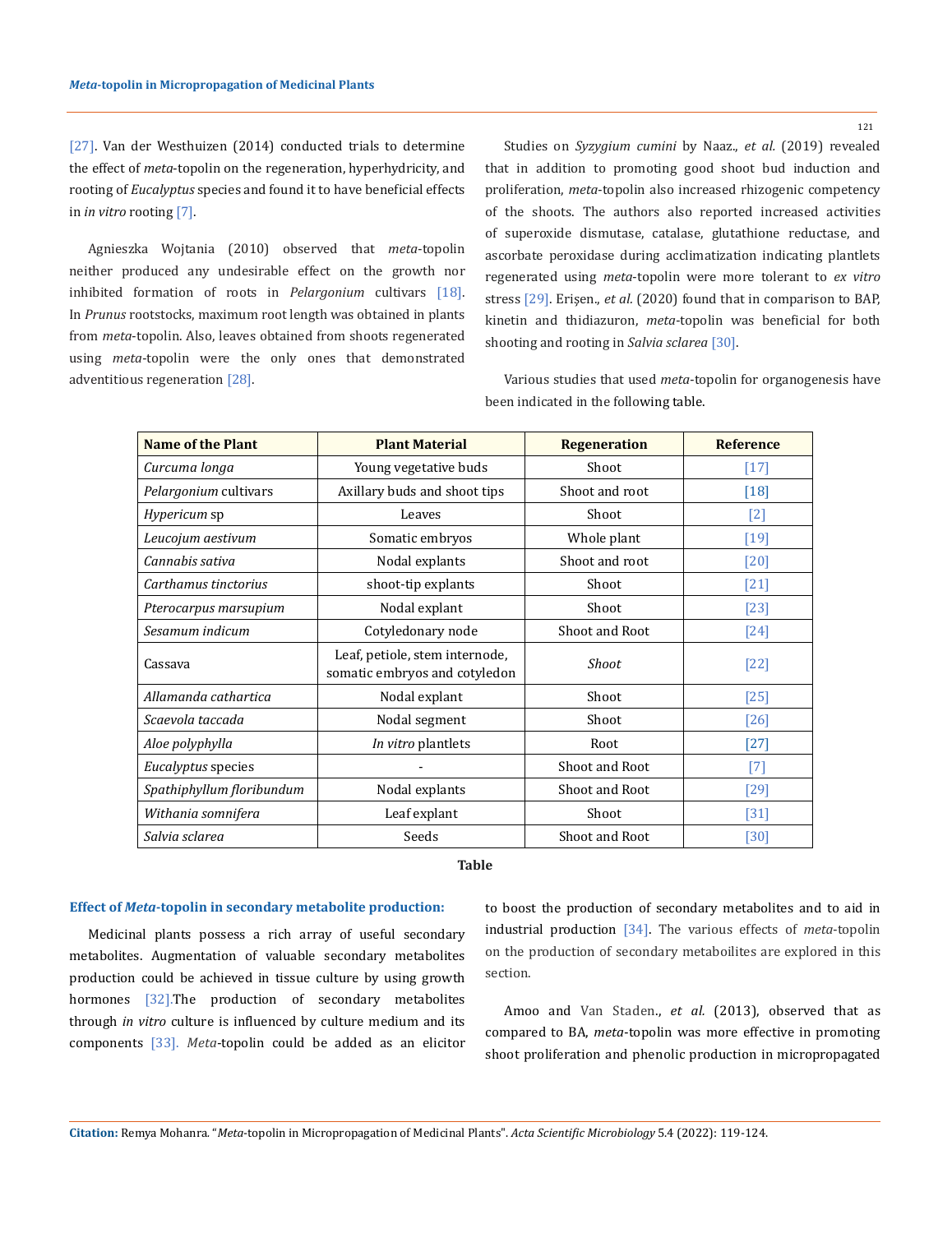[27]. Van der Westhuizen (2014) conducted trials to determine the effect of *meta*-topolin on the regeneration, hyperhydricity, and rooting of *Eucalyptus* species and found it to have beneficial effects in *in vitro* rooting [7].

Agnieszka Wojtania (2010) observed that *meta*-topolin neither produced any undesirable effect on the growth nor inhibited formation of roots in *Pelargonium* cultivars [18]. In *Prunus* rootstocks, maximum root length was obtained in plants from *meta*-topolin. Also, leaves obtained from shoots regenerated using *meta*-topolin were the only ones that demonstrated adventitious regeneration [28].

Studies on *Syzygium cumini* by Naaz., *et al.* (2019) revealed that in addition to promoting good shoot bud induction and proliferation, *meta*-topolin also increased rhizogenic competency of the shoots. The authors also reported increased activities of superoxide dismutase, catalase, glutathione reductase, and ascorbate peroxidase during acclimatization indicating plantlets regenerated using *meta*-topolin were more tolerant to *ex vitro* stress [29]. Erişen., *et al.* (2020) found that in comparison to BAP, kinetin and thidiazuron, *meta*-topolin was beneficial for both shooting and rooting in *Salvia sclarea* [30].

Various studies that used *meta*-topolin for organogenesis have been indicated in the following table.

| Name of the Plant | Plant Material | Regeneration | Reference |
|---|---|---|---|
| *Curcuma longa* | Young vegetative buds | Shoot | [17] |
| *Pelargonium* cultivars | Axillary buds and shoot tips | Shoot and root | [18] |
| *Hypericum* sp | Leaves | Shoot | [2] |
| *Leucojum aestivum* | Somatic embryos | Whole plant | [19] |
| *Cannabis sativa* | Nodal explants | Shoot and root | [20] |
| *Carthamus tinctorius* | shoot-tip explants | Shoot | [21] |
| *Pterocarpus marsupium* | Nodal explant | Shoot | [23] |
| *Sesamum indicum* | Cotyledonary node | Shoot and Root | [24] |
| Cassava | Leaf, petiole, stem internode, somatic embryos and cotyledon | *Shoot* | [22] |
| *Allamanda cathartica* | Nodal explant | Shoot | [25] |
| *Scaevola taccada* | Nodal segment | Shoot | [26] |
| *Aloe polyphylla* | *In vitro* plantlets | Root | [27] |
| *Eucalyptus* species | - | Shoot and Root | [7] |
| *Spathiphyllum floribundum* | Nodal explants | Shoot and Root | [29] |
| *Withania somnifera* | Leaf explant | Shoot | [31] |
| *Salvia sclarea* | Seeds | Shoot and Root | [30] |

**Table**

### Effect of *Meta*-topolin in secondary metabolite production:

Medicinal plants possess a rich array of useful secondary metabolites. Augmentation of valuable secondary metabolites production could be achieved in tissue culture by using growth hormones [32].The production of secondary metabolites through *in vitro* culture is influenced by culture medium and its components [33]. *Meta*-topolin could be added as an elicitor to boost the production of secondary metabolites and to aid in industrial production [34]. The various effects of *meta*-topolin on the production of secondary metaboilites are explored in this section.

Amoo and Van Staden., *et al.* (2013), observed that as compared to BA, *meta*-topolin was more effective in promoting shoot proliferation and phenolic production in micropropagated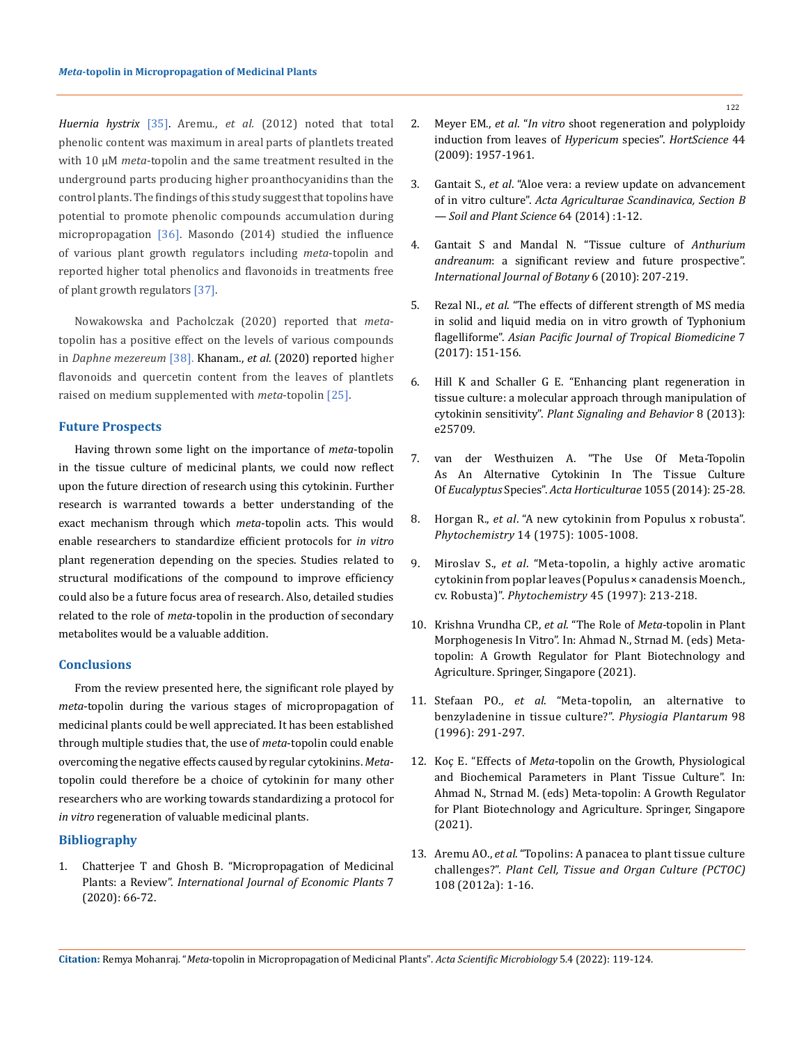*Huernia hystrix* [35]. Aremu., *et al.* (2012) noted that total phenolic content was maximum in areal parts of plantlets treated with 10 μM *meta*-topolin and the same treatment resulted in the underground parts producing higher proanthocyanidins than the control plants. The findings of this study suggest that topolins have potential to promote phenolic compounds accumulation during micropropagation [36]. Masondo (2014) studied the influence of various plant growth regulators including *meta*-topolin and reported higher total phenolics and flavonoids in treatments free of plant growth regulators [37].

Nowakowska and Pacholczak (2020) reported that *meta*-topolin has a positive effect on the levels of various compounds in *Daphne mezereum* [38]. Khanam., *et al.* (2020) reported higher flavonoids and quercetin content from the leaves of plantlets raised on medium supplemented with *meta*-topolin [25].

## Future Prospects

Having thrown some light on the importance of *meta*-topolin in the tissue culture of medicinal plants, we could now reflect upon the future direction of research using this cytokinin. Further research is warranted towards a better understanding of the exact mechanism through which *meta*-topolin acts. This would enable researchers to standardize efficient protocols for *in vitro* plant regeneration depending on the species. Studies related to structural modifications of the compound to improve efficiency could also be a future focus area of research. Also, detailed studies related to the role of *meta*-topolin in the production of secondary metabolites would be a valuable addition.

## Conclusions

From the review presented here, the significant role played by *meta*-topolin during the various stages of micropropagation of medicinal plants could be well appreciated. It has been established through multiple studies that, the use of *meta*-topolin could enable overcoming the negative effects caused by regular cytokinins. *Meta*-topolin could therefore be a choice of cytokinin for many other researchers who are working towards standardizing a protocol for *in vitro* regeneration of valuable medicinal plants.

## Bibliography

1. Chatterjee T and Ghosh B. "Micropropagation of Medicinal Plants: a Review". *International Journal of Economic Plants* 7 (2020): 66-72.
2. Meyer EM., *et al*. "*In vitro* shoot regeneration and polyploidy induction from leaves of *Hypericum* species". *HortScience* 44 (2009): 1957-1961.
3. Gantait S., *et al*. "Aloe vera: a review update on advancement of in vitro culture". *Acta Agriculturae Scandinavica, Section B — Soil and Plant Science* 64 (2014) :1-12.
4. Gantait S and Mandal N. "Tissue culture of *Anthurium andreanum*: a significant review and future prospective". *International Journal of Botany* 6 (2010): 207-219.
5. Rezal NI., *et al*. "The effects of different strength of MS media in solid and liquid media on in vitro growth of Typhonium flagelliforme". *Asian Pacific Journal of Tropical Biomedicine* 7 (2017): 151-156.
6. Hill K and Schaller G E. "Enhancing plant regeneration in tissue culture: a molecular approach through manipulation of cytokinin sensitivity". *Plant Signaling and Behavior* 8 (2013): e25709.
7. van der Westhuizen A. "The Use Of Meta-Topolin As An Alternative Cytokinin In The Tissue Culture Of *Eucalyptus* Species". *Acta Horticulturae* 1055 (2014): 25-28.
8. Horgan R., *et al*. "A new cytokinin from Populus x robusta". *Phytochemistry* 14 (1975): 1005-1008.
9. Miroslav S., *et al*. "Meta-topolin, a highly active aromatic cytokinin from poplar leaves (Populus × canadensis Moench., cv. Robusta)". *Phytochemistry* 45 (1997): 213-218.
10. Krishna Vrundha CP., *et al*. "The Role of *Meta*-topolin in Plant Morphogenesis In Vitro". In: Ahmad N., Strnad M. (eds) Meta-topolin: A Growth Regulator for Plant Biotechnology and Agriculture. Springer, Singapore (2021).
11. Stefaan PO., *et al*. "Meta-topolin, an alternative to benzyladenine in tissue culture?". *Physiogia Plantarum* 98 (1996): 291-297.
12. Koç E. "Effects of *Meta*-topolin on the Growth, Physiological and Biochemical Parameters in Plant Tissue Culture". In: Ahmad N., Strnad M. (eds) Meta-topolin: A Growth Regulator for Plant Biotechnology and Agriculture. Springer, Singapore (2021).
13. Aremu AO., *et al*. "Topolins: A panacea to plant tissue culture challenges?". *Plant Cell, Tissue and Organ Culture (PCTOC)* 108 (2012a): 1-16.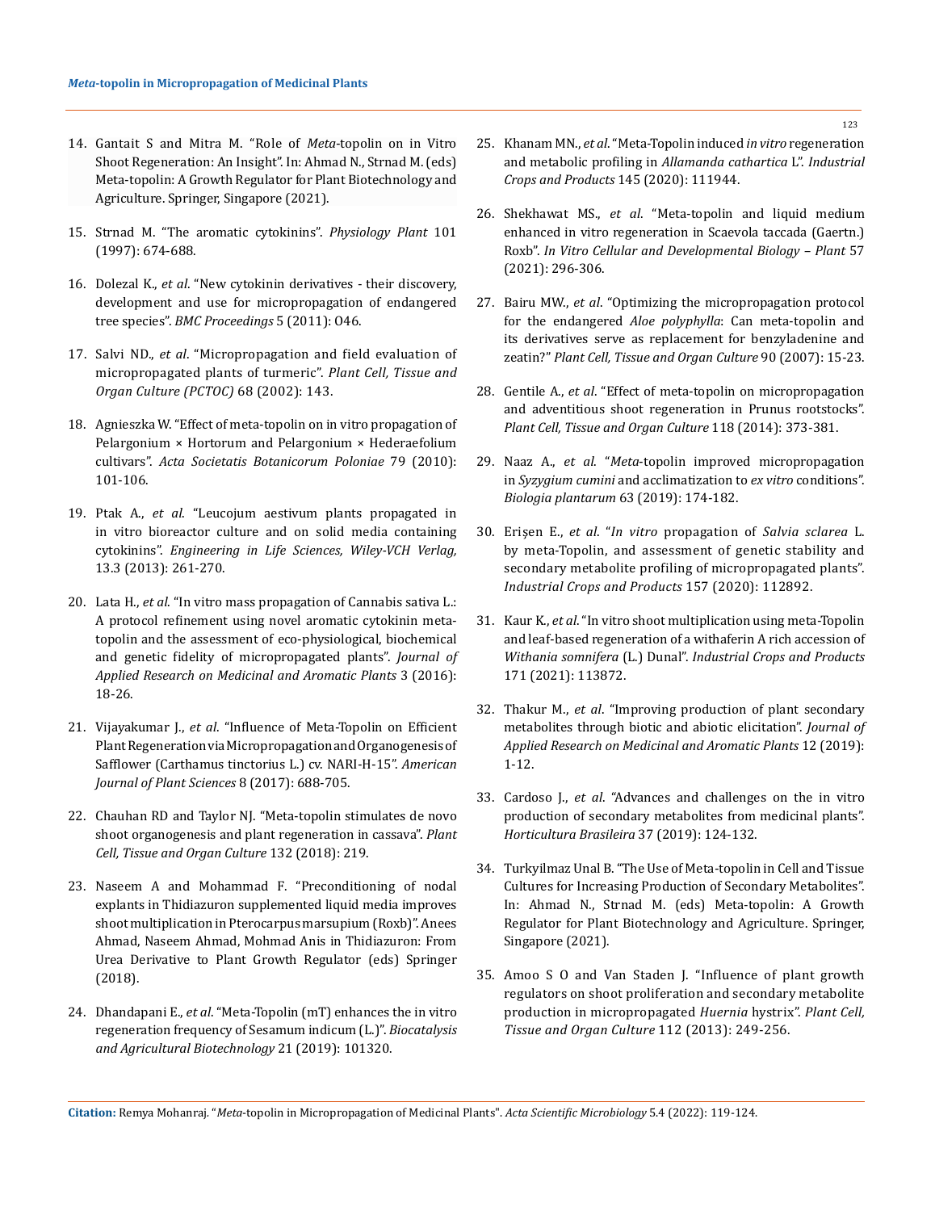14. Gantait S and Mitra M. "Role of *Meta*-topolin on in Vitro Shoot Regeneration: An Insight". In: Ahmad N., Strnad M. (eds) Meta-topolin: A Growth Regulator for Plant Biotechnology and Agriculture. Springer, Singapore (2021).

15. Strnad M. "The aromatic cytokinins". *Physiology Plant* 101 (1997): 674-688.

16. Dolezal K., *et al*. "New cytokinin derivatives - their discovery, development and use for micropropagation of endangered tree species". *BMC Proceedings* 5 (2011): 046.

17. Salvi ND., *et al*. "Micropropagation and field evaluation of micropropagated plants of turmeric". *Plant Cell, Tissue and Organ Culture (PCTOC)* 68 (2002): 143.

18. Agnieszka W. "Effect of meta-topolin on in vitro propagation of Pelargonium × Hortorum and Pelargonium × Hederaefolium cultivars". *Acta Societatis Botanicorum Poloniae* 79 (2010): 101-106.

19. Ptak A., *et al*. "Leucojum aestivum plants propagated in in vitro bioreactor culture and on solid media containing cytokinins". *Engineering in Life Sciences, Wiley-VCH Verlag,* 13.3 (2013): 261-270.

20. Lata H., *et al*. "In vitro mass propagation of Cannabis sativa L.: A protocol refinement using novel aromatic cytokinin meta-topolin and the assessment of eco-physiological, biochemical and genetic fidelity of micropropagated plants". *Journal of Applied Research on Medicinal and Aromatic Plants* 3 (2016): 18-26.

21. Vijayakumar J., *et al*. "Influence of Meta-Topolin on Efficient Plant Regeneration via Micropropagation and Organogenesis of Safflower (Carthamus tinctorius L.) cv. NARI-H-15". *American Journal of Plant Sciences* 8 (2017): 688-705.

22. Chauhan RD and Taylor NJ. "Meta-topolin stimulates de novo shoot organogenesis and plant regeneration in cassava". *Plant Cell, Tissue and Organ Culture* 132 (2018): 219.

23. Naseem A and Mohammad F. "Preconditioning of nodal explants in Thidiazuron supplemented liquid media improves shoot multiplication in Pterocarpus marsupium (Roxb)". Anees Ahmad, Naseem Ahmad, Mohmad Anis in Thidiazuron: From Urea Derivative to Plant Growth Regulator (eds) Springer (2018).

24. Dhandapani E., *et al*. "Meta-Topolin (mT) enhances the in vitro regeneration frequency of Sesamum indicum (L.)". *Biocatalysis and Agricultural Biotechnology* 21 (2019): 101320.

25. Khanam MN., *et al*. "Meta-Topolin induced *in vitro* regeneration and metabolic profiling in *Allamanda cathartica* L". *Industrial Crops and Products* 145 (2020): 111944.

26. Shekhawat MS., *et al*. "Meta-topolin and liquid medium enhanced in vitro regeneration in Scaevola taccada (Gaertn.) Roxb". *In Vitro Cellular and Developmental Biology – Plant* 57 (2021): 296-306.

27. Bairu MW., *et al*. "Optimizing the micropropagation protocol for the endangered *Aloe polyphylla*: Can meta-topolin and its derivatives serve as replacement for benzyladenine and zeatin?" *Plant Cell, Tissue and Organ Culture* 90 (2007): 15-23.

28. Gentile A., *et al*. "Effect of meta-topolin on micropropagation and adventitious shoot regeneration in Prunus rootstocks". *Plant Cell, Tissue and Organ Culture* 118 (2014): 373-381.

29. Naaz A., *et al*. "*Meta*-topolin improved micropropagation in *Syzygium cumini* and acclimatization to *ex vitro* conditions". *Biologia plantarum* 63 (2019): 174-182.

30. Erişen E., *et al*. "*In vitro* propagation of *Salvia sclarea* L. by meta-Topolin, and assessment of genetic stability and secondary metabolite profiling of micropropagated plants". *Industrial Crops and Products* 157 (2020): 112892.

31. Kaur K., *et al*. "In vitro shoot multiplication using meta-Topolin and leaf-based regeneration of a withaferin A rich accession of *Withania somnifera* (L.) Dunal". *Industrial Crops and Products* 171 (2021): 113872.

32. Thakur M., *et al*. "Improving production of plant secondary metabolites through biotic and abiotic elicitation". *Journal of Applied Research on Medicinal and Aromatic Plants* 12 (2019): 1-12.

33. Cardoso J., *et al*. "Advances and challenges on the in vitro production of secondary metabolites from medicinal plants". *Horticultura Brasileira* 37 (2019): 124-132.

34. Turkyilmaz Unal B. "The Use of Meta-topolin in Cell and Tissue Cultures for Increasing Production of Secondary Metabolites". In: Ahmad N., Strnad M. (eds) Meta-topolin: A Growth Regulator for Plant Biotechnology and Agriculture. Springer, Singapore (2021).

35. Amoo S O and Van Staden J. "Influence of plant growth regulators on shoot proliferation and secondary metabolite production in micropropagated *Huernia* hystrix". *Plant Cell, Tissue and Organ Culture* 112 (2013): 249-256.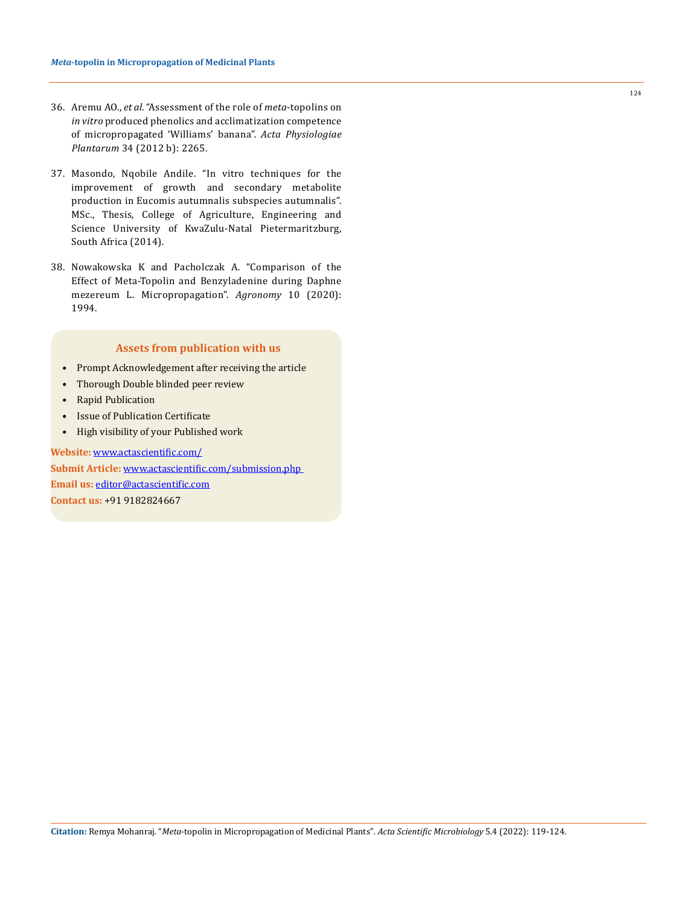36. Aremu AO., *et al*. "Assessment of the role of *meta*-topolins on *in vitro* produced phenolics and acclimatization competence of micropropagated 'Williams' banana". *Acta Physiologiae Plantarum* 34 (2012 b): 2265.

37. Masondo, Nqobile Andile. "In vitro techniques for the improvement of growth and secondary metabolite production in Eucomis autumnalis subspecies autumnalis". MSc., Thesis, College of Agriculture, Engineering and Science University of KwaZulu-Natal Pietermaritzburg, South Africa (2014).

38. Nowakowska K and Pacholczak A. "Comparison of the Effect of Meta-Topolin and Benzyladenine during Daphne mezereum L. Micropropagation". *Agronomy* 10 (2020): 1994.

**Assets from publication with us**

- Prompt Acknowledgement after receiving the article
- Thorough Double blinded peer review
- Rapid Publication
- Issue of Publication Certificate
- High visibility of your Published work

**Website:** www.actascientific.com/
**Submit Article:** www.actascientific.com/submission.php
**Email us:** editor@actascientific.com
**Contact us:** +91 9182824667